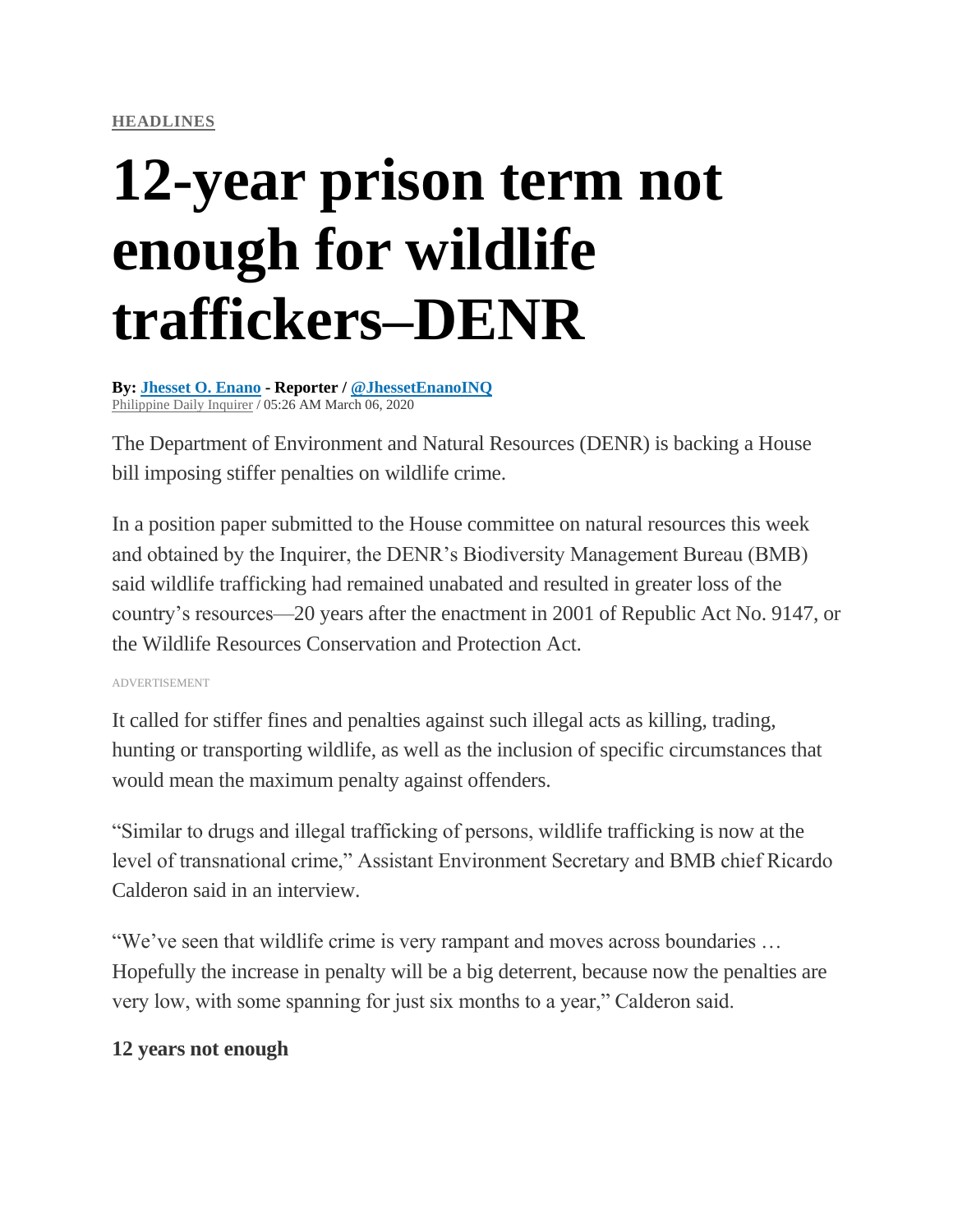**HEADLINES**

# 12-year prison term not enough for wildlife traffickers–DENR

**By: Jhesset O. Enano - Reporter / @JhessetEnanoINQ**
Philippine Daily Inquirer / 05:26 AM March 06, 2020

The Department of Environment and Natural Resources (DENR) is backing a House bill imposing stiffer penalties on wildlife crime.

In a position paper submitted to the House committee on natural resources this week and obtained by the Inquirer, the DENR's Biodiversity Management Bureau (BMB) said wildlife trafficking had remained unabated and resulted in greater loss of the country's resources—20 years after the enactment in 2001 of Republic Act No. 9147, or the Wildlife Resources Conservation and Protection Act.

ADVERTISEMENT

It called for stiffer fines and penalties against such illegal acts as killing, trading, hunting or transporting wildlife, as well as the inclusion of specific circumstances that would mean the maximum penalty against offenders.

"Similar to drugs and illegal trafficking of persons, wildlife trafficking is now at the level of transnational crime," Assistant Environment Secretary and BMB chief Ricardo Calderon said in an interview.

"We've seen that wildlife crime is very rampant and moves across boundaries … Hopefully the increase in penalty will be a big deterrent, because now the penalties are very low, with some spanning for just six months to a year," Calderon said.

**12 years not enough**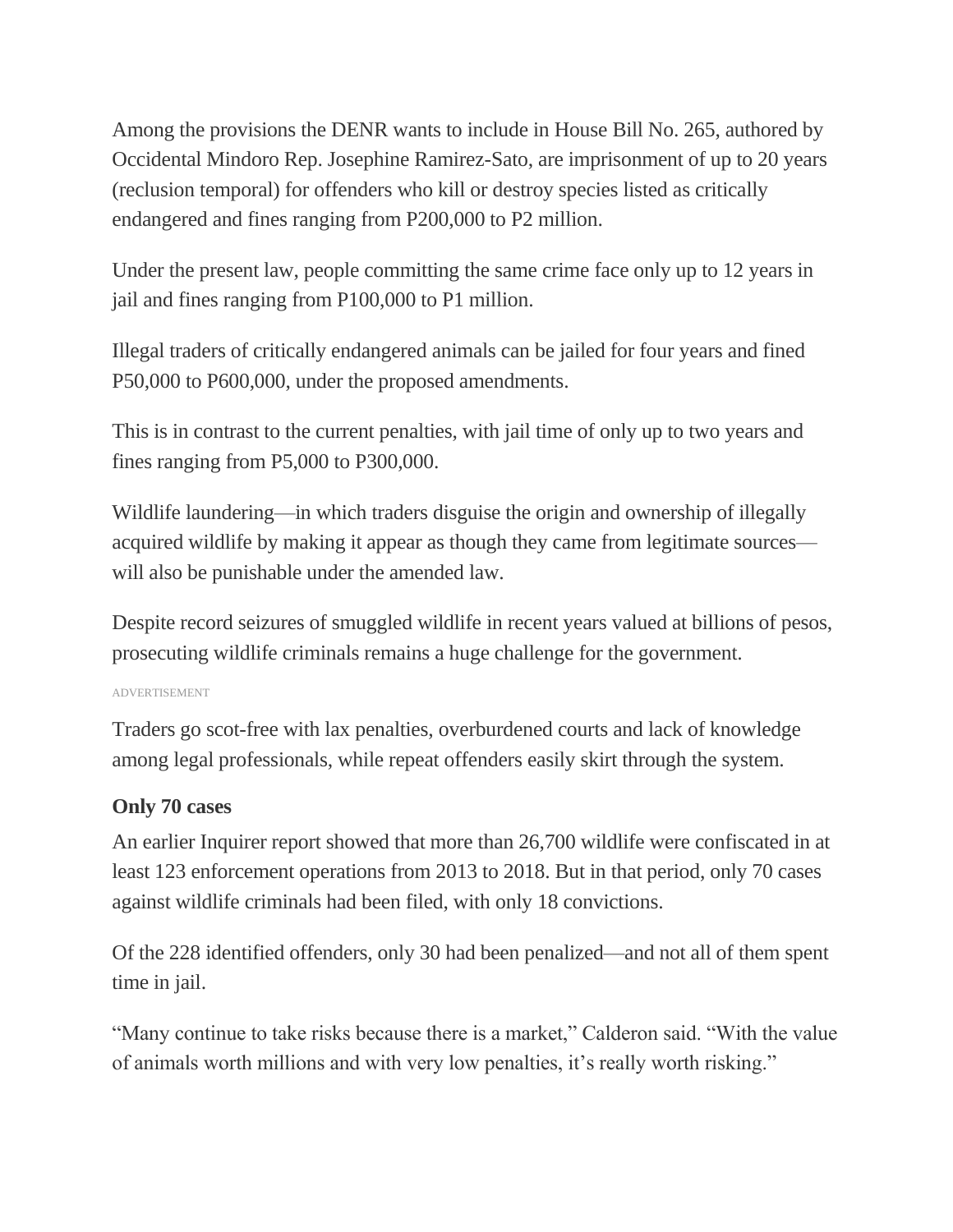Among the provisions the DENR wants to include in House Bill No. 265, authored by Occidental Mindoro Rep. Josephine Ramirez-Sato, are imprisonment of up to 20 years (reclusion temporal) for offenders who kill or destroy species listed as critically endangered and fines ranging from P200,000 to P2 million.

Under the present law, people committing the same crime face only up to 12 years in jail and fines ranging from P100,000 to P1 million.

Illegal traders of critically endangered animals can be jailed for four years and fined P50,000 to P600,000, under the proposed amendments.

This is in contrast to the current penalties, with jail time of only up to two years and fines ranging from P5,000 to P300,000.

Wildlife laundering—in which traders disguise the origin and ownership of illegally acquired wildlife by making it appear as though they came from legitimate sources—will also be punishable under the amended law.

Despite record seizures of smuggled wildlife in recent years valued at billions of pesos, prosecuting wildlife criminals remains a huge challenge for the government.

ADVERTISEMENT

Traders go scot-free with lax penalties, overburdened courts and lack of knowledge among legal professionals, while repeat offenders easily skirt through the system.

**Only 70 cases**

An earlier Inquirer report showed that more than 26,700 wildlife were confiscated in at least 123 enforcement operations from 2013 to 2018. But in that period, only 70 cases against wildlife criminals had been filed, with only 18 convictions.

Of the 228 identified offenders, only 30 had been penalized—and not all of them spent time in jail.

"Many continue to take risks because there is a market," Calderon said. "With the value of animals worth millions and with very low penalties, it's really worth risking."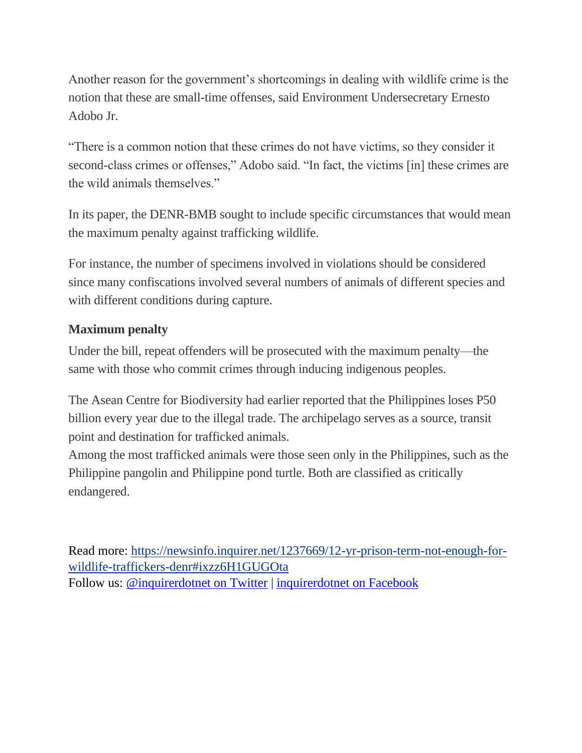Another reason for the government's shortcomings in dealing with wildlife crime is the notion that these are small-time offenses, said Environment Undersecretary Ernesto Adobo Jr.

"There is a common notion that these crimes do not have victims, so they consider it second-class crimes or offenses," Adobo said. "In fact, the victims [in] these crimes are the wild animals themselves."

In its paper, the DENR-BMB sought to include specific circumstances that would mean the maximum penalty against trafficking wildlife.

For instance, the number of specimens involved in violations should be considered since many confiscations involved several numbers of animals of different species and with different conditions during capture.

**Maximum penalty**

Under the bill, repeat offenders will be prosecuted with the maximum penalty—the same with those who commit crimes through inducing indigenous peoples.

The Asean Centre for Biodiversity had earlier reported that the Philippines loses P50 billion every year due to the illegal trade. The archipelago serves as a source, transit point and destination for trafficked animals.
Among the most trafficked animals were those seen only in the Philippines, such as the Philippine pangolin and Philippine pond turtle. Both are classified as critically endangered.

Read more: [https://newsinfo.inquirer.net/1237669/12-yr-prison-term-not-enough-for-wildlife-traffickers-denr#ixzz6H1GUGOta](https://newsinfo.inquirer.net/1237669/12-yr-prison-term-not-enough-for-wildlife-traffickers-denr#ixzz6H1GUGOta)
Follow us: @inquirerdotnet on Twitter | inquirerdotnet on Facebook